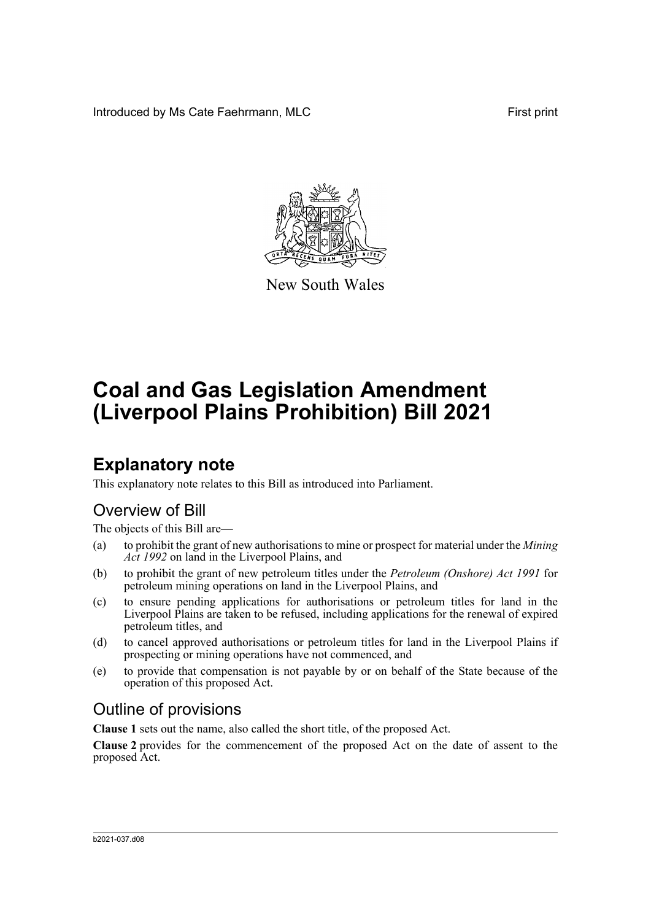Introduced by Ms Cate Faehrmann, MLC First print

New South Wales

# Coal and Gas Legislation Amendment (Liverpool Plains Prohibition) Bill 2021

## Explanatory note

This explanatory note relates to this Bill as introduced into Parliament.

### Overview of Bill

The objects of this Bill are—

(a) to prohibit the grant of new authorisations to mine or prospect for material under the *Mining Act 1992* on land in the Liverpool Plains, and

(b) to prohibit the grant of new petroleum titles under the *Petroleum (Onshore) Act 1991* for petroleum mining operations on land in the Liverpool Plains, and

(c) to ensure pending applications for authorisations or petroleum titles for land in the Liverpool Plains are taken to be refused, including applications for the renewal of expired petroleum titles, and

(d) to cancel approved authorisations or petroleum titles for land in the Liverpool Plains if prospecting or mining operations have not commenced, and

(e) to provide that compensation is not payable by or on behalf of the State because of the operation of this proposed Act.

### Outline of provisions

**Clause 1** sets out the name, also called the short title, of the proposed Act.

**Clause 2** provides for the commencement of the proposed Act on the date of assent to the proposed Act.

b2021-037.d08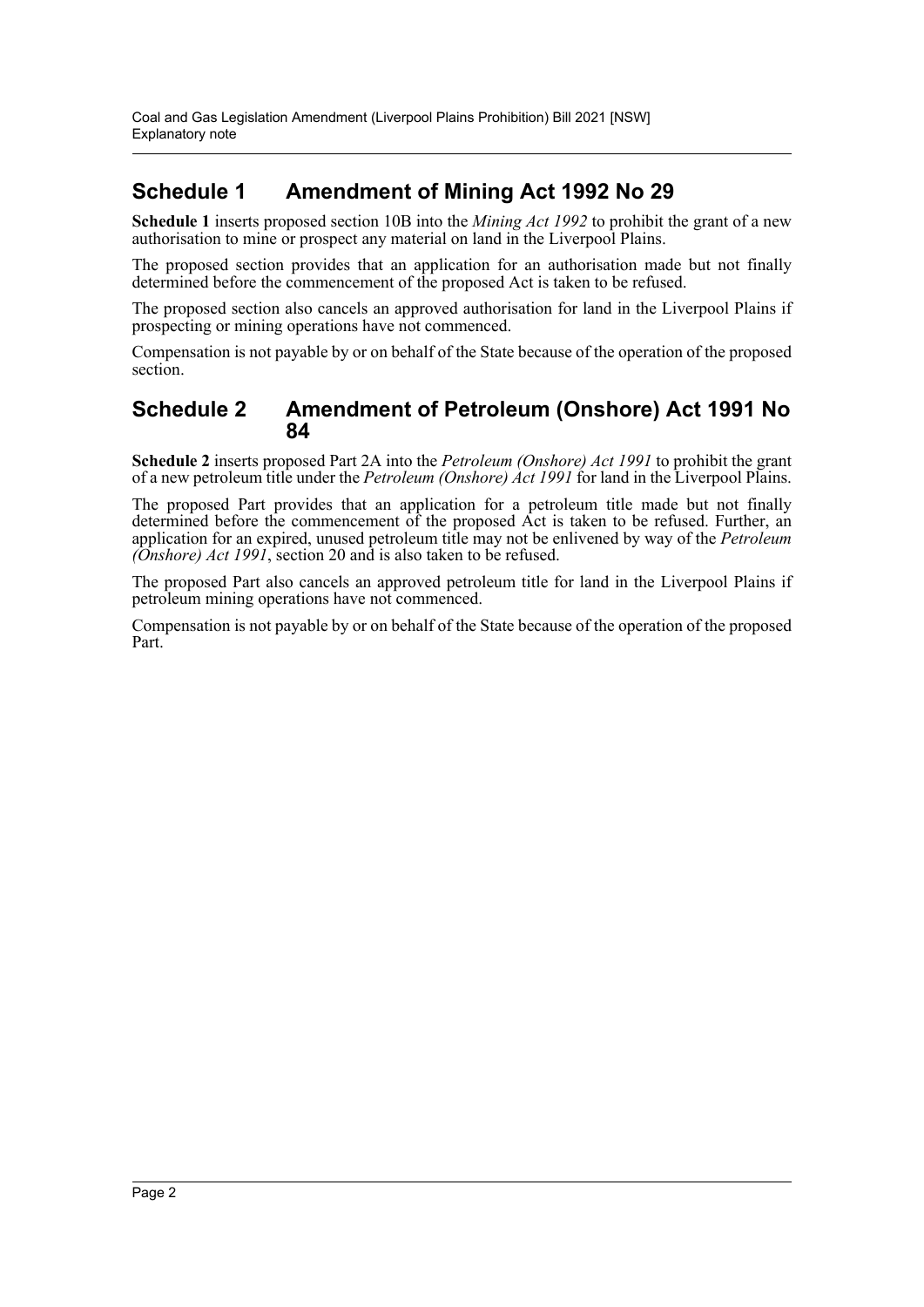## Schedule 1 Amendment of Mining Act 1992 No 29

**Schedule 1** inserts proposed section 10B into the *Mining Act 1992* to prohibit the grant of a new authorisation to mine or prospect any material on land in the Liverpool Plains.

The proposed section provides that an application for an authorisation made but not finally determined before the commencement of the proposed Act is taken to be refused.

The proposed section also cancels an approved authorisation for land in the Liverpool Plains if prospecting or mining operations have not commenced.

Compensation is not payable by or on behalf of the State because of the operation of the proposed section.

## Schedule 2 Amendment of Petroleum (Onshore) Act 1991 No 84

**Schedule 2** inserts proposed Part 2A into the *Petroleum (Onshore) Act 1991* to prohibit the grant of a new petroleum title under the *Petroleum (Onshore) Act 1991* for land in the Liverpool Plains.

The proposed Part provides that an application for a petroleum title made but not finally determined before the commencement of the proposed Act is taken to be refused. Further, an application for an expired, unused petroleum title may not be enlivened by way of the *Petroleum (Onshore) Act 1991*, section 20 and is also taken to be refused.

The proposed Part also cancels an approved petroleum title for land in the Liverpool Plains if petroleum mining operations have not commenced.

Compensation is not payable by or on behalf of the State because of the operation of the proposed Part.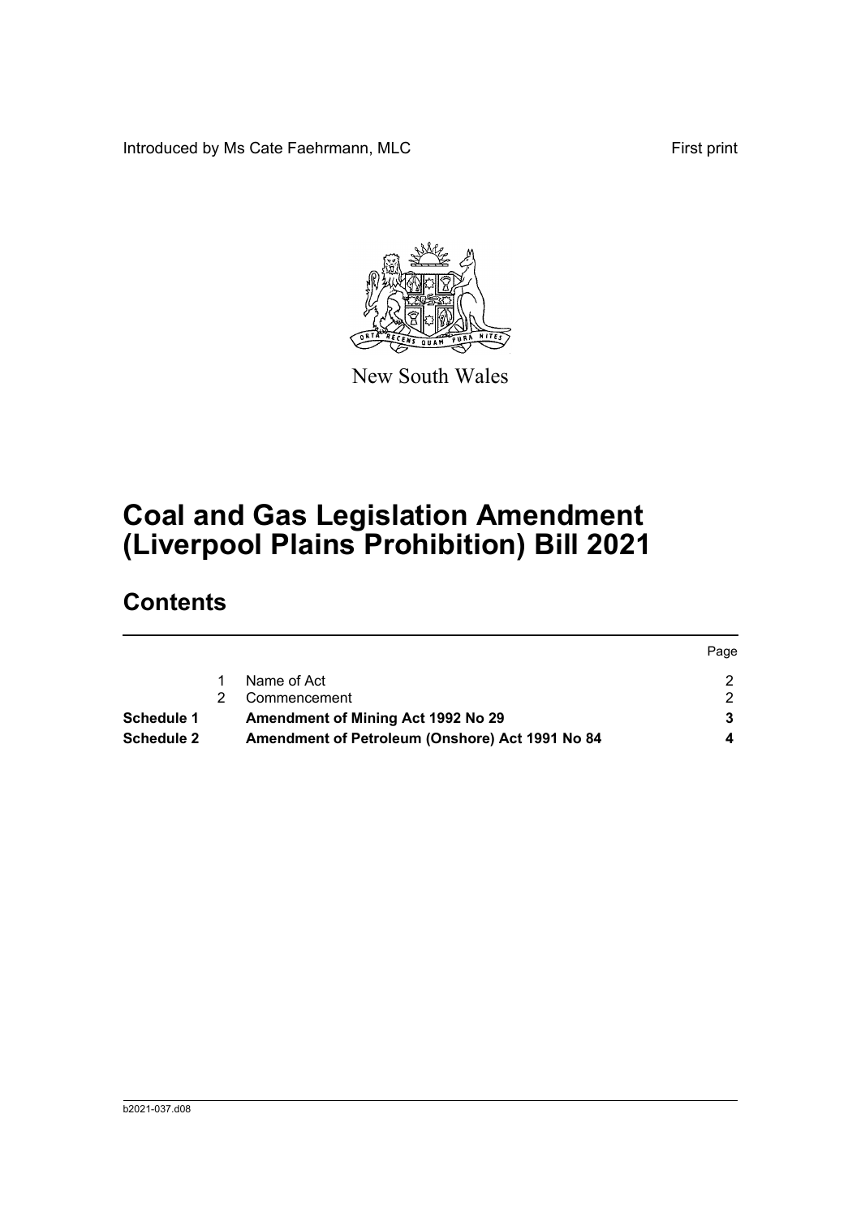Introduced by Ms Cate Faehrmann, MLC First print

New South Wales

# Coal and Gas Legislation Amendment (Liverpool Plains Prohibition) Bill 2021

## Contents

| | | | Page |
|---|---|---|---|
| | 1 | Name of Act | 2 |
| | 2 | Commencement | 2 |
| **Schedule 1** | | **Amendment of Mining Act 1992 No 29** | **3** |
| **Schedule 2** | | **Amendment of Petroleum (Onshore) Act 1991 No 84** | **4** |

b2021-037.d08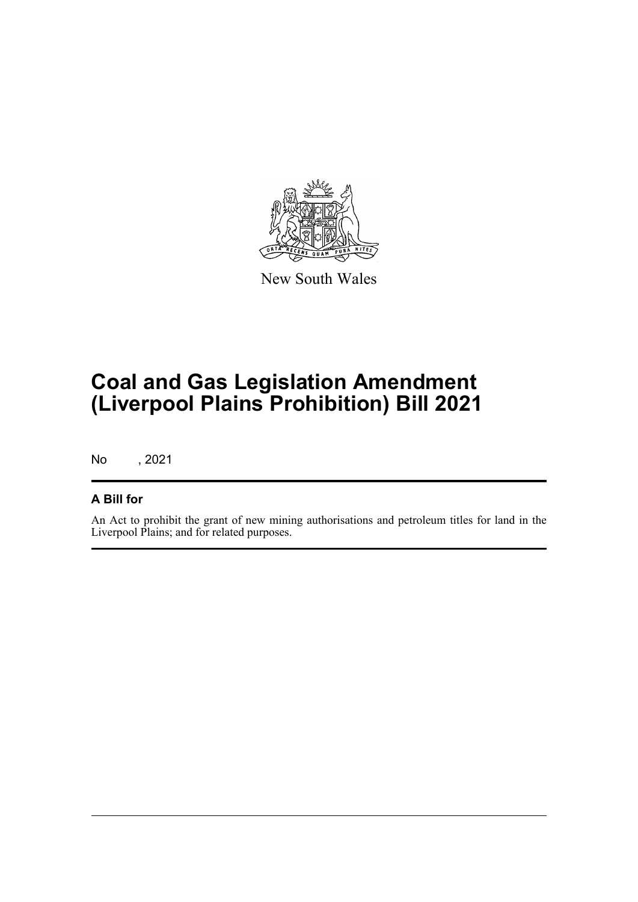New South Wales

# Coal and Gas Legislation Amendment (Liverpool Plains Prohibition) Bill 2021

No , 2021

## A Bill for

An Act to prohibit the grant of new mining authorisations and petroleum titles for land in the Liverpool Plains; and for related purposes.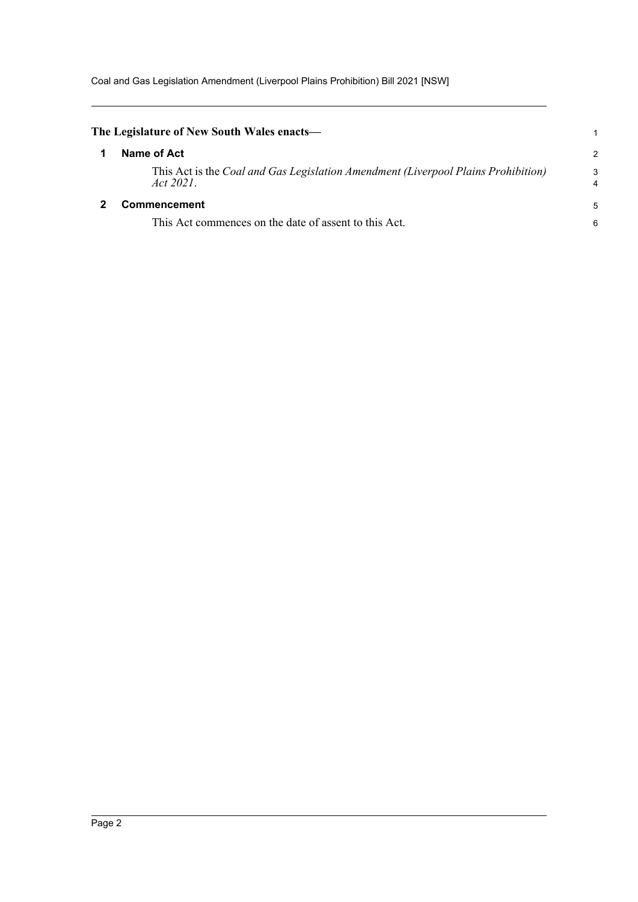**The Legislature of New South Wales enacts—**

## 1 Name of Act

This Act is the *Coal and Gas Legislation Amendment (Liverpool Plains Prohibition) Act 2021*.

## 2 Commencement

This Act commences on the date of assent to this Act.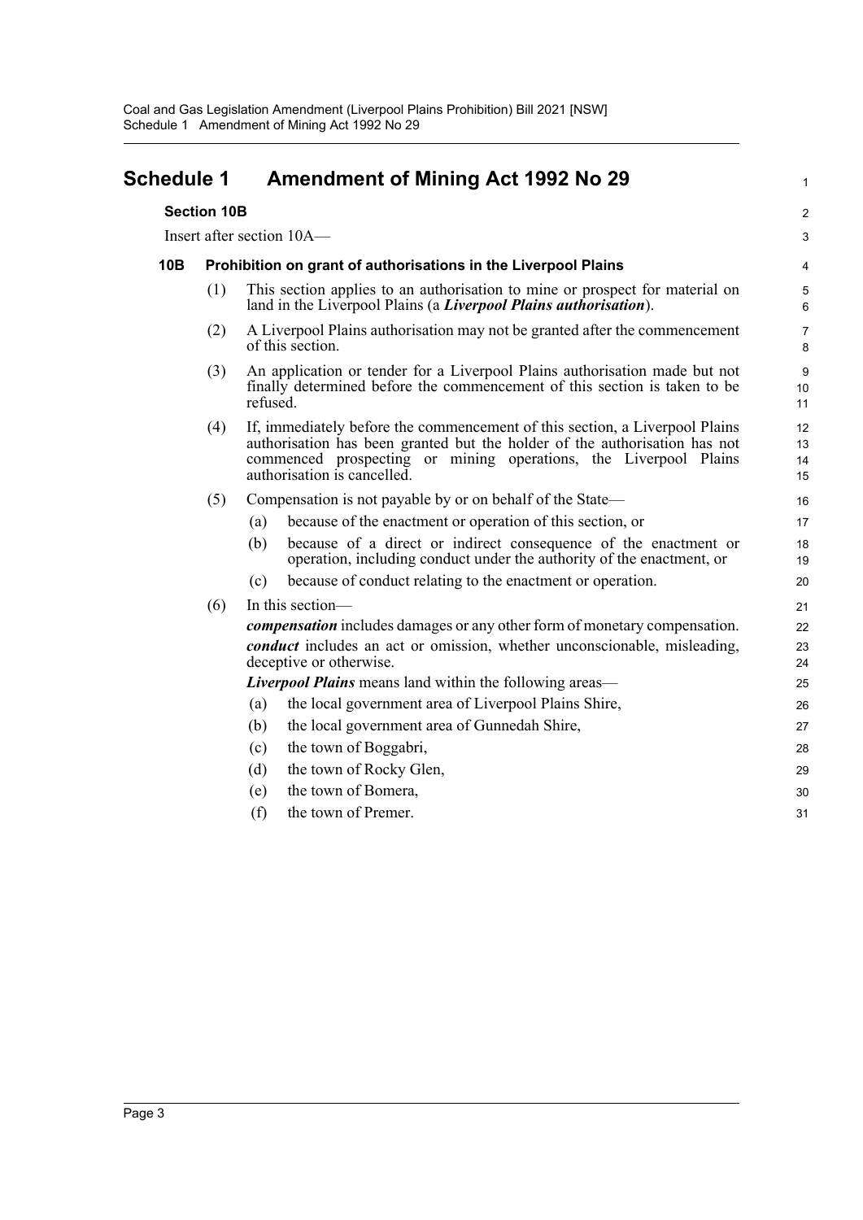# Schedule 1 Amendment of Mining Act 1992 No 29

### Section 10B

Insert after section 10A—

#### 10B Prohibition on grant of authorisations in the Liverpool Plains

(1) This section applies to an authorisation to mine or prospect for material on land in the Liverpool Plains (a ***Liverpool Plains authorisation***).

(2) A Liverpool Plains authorisation may not be granted after the commencement of this section.

(3) An application or tender for a Liverpool Plains authorisation made but not finally determined before the commencement of this section is taken to be refused.

(4) If, immediately before the commencement of this section, a Liverpool Plains authorisation has been granted but the holder of the authorisation has not commenced prospecting or mining operations, the Liverpool Plains authorisation is cancelled.

(5) Compensation is not payable by or on behalf of the State—

- (a) because of the enactment or operation of this section, or
- (b) because of a direct or indirect consequence of the enactment or operation, including conduct under the authority of the enactment, or
- (c) because of conduct relating to the enactment or operation.

(6) In this section—

***compensation*** includes damages or any other form of monetary compensation.

***conduct*** includes an act or omission, whether unconscionable, misleading, deceptive or otherwise.

***Liverpool Plains*** means land within the following areas—

- (a) the local government area of Liverpool Plains Shire,
- (b) the local government area of Gunnedah Shire,
- (c) the town of Boggabri,
- (d) the town of Rocky Glen,
- (e) the town of Bomera,
- (f) the town of Premer.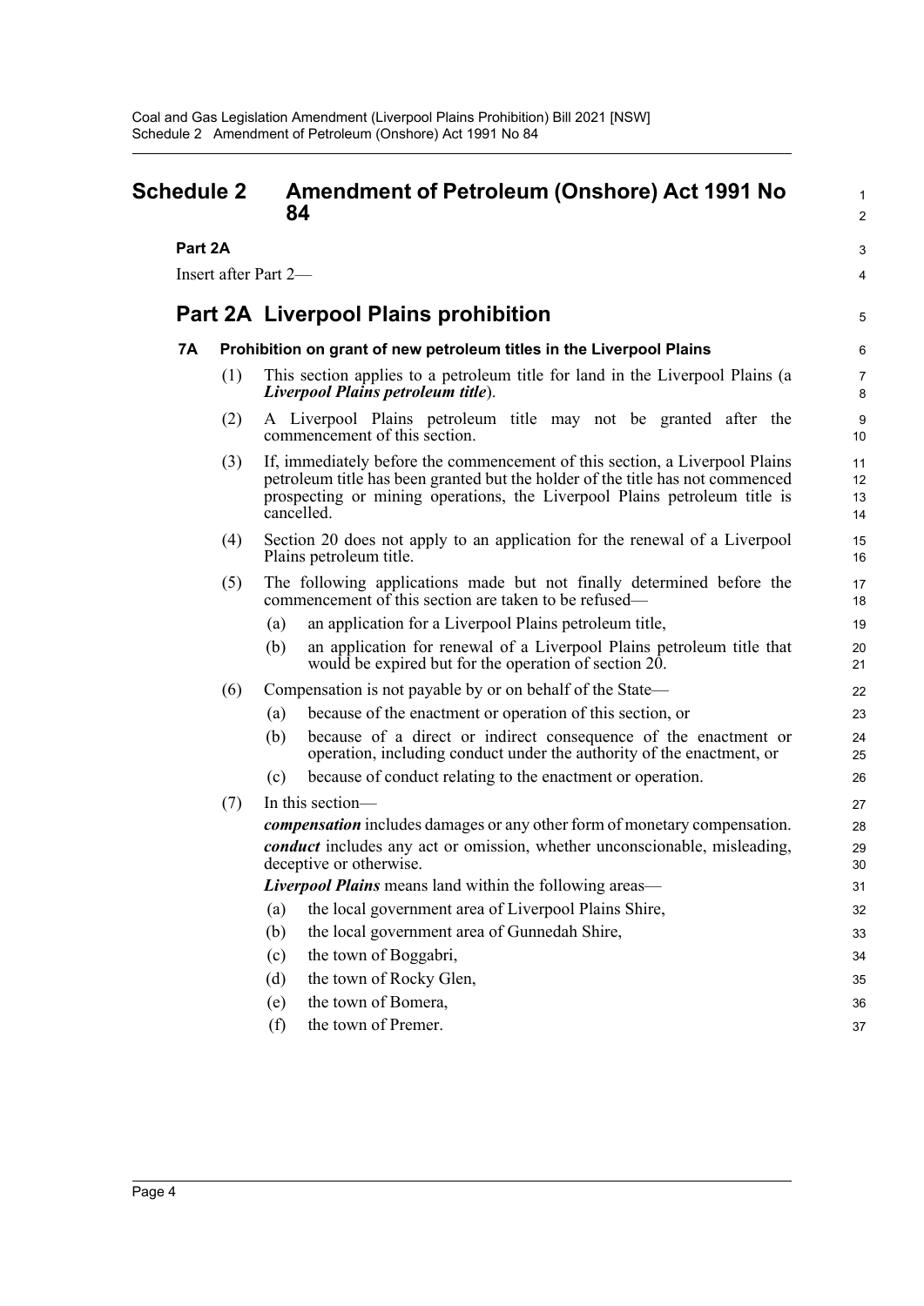# Schedule 2 Amendment of Petroleum (Onshore) Act 1991 No 84

**Part 2A**

Insert after Part 2—

## Part 2A Liverpool Plains prohibition

### 7A Prohibition on grant of new petroleum titles in the Liverpool Plains

(1) This section applies to a petroleum title for land in the Liverpool Plains (a ***Liverpool Plains petroleum title***).

(2) A Liverpool Plains petroleum title may not be granted after the commencement of this section.

(3) If, immediately before the commencement of this section, a Liverpool Plains petroleum title has been granted but the holder of the title has not commenced prospecting or mining operations, the Liverpool Plains petroleum title is cancelled.

(4) Section 20 does not apply to an application for the renewal of a Liverpool Plains petroleum title.

(5) The following applications made but not finally determined before the commencement of this section are taken to be refused—

- (a) an application for a Liverpool Plains petroleum title,
- (b) an application for renewal of a Liverpool Plains petroleum title that would be expired but for the operation of section 20.

(6) Compensation is not payable by or on behalf of the State—

- (a) because of the enactment or operation of this section, or
- (b) because of a direct or indirect consequence of the enactment or operation, including conduct under the authority of the enactment, or
- (c) because of conduct relating to the enactment or operation.

(7) In this section—

***compensation*** includes damages or any other form of monetary compensation.

***conduct*** includes any act or omission, whether unconscionable, misleading, deceptive or otherwise.

***Liverpool Plains*** means land within the following areas—

- (a) the local government area of Liverpool Plains Shire,
- (b) the local government area of Gunnedah Shire,
- (c) the town of Boggabri,
- (d) the town of Rocky Glen,
- (e) the town of Bomera,
- (f) the town of Premer.